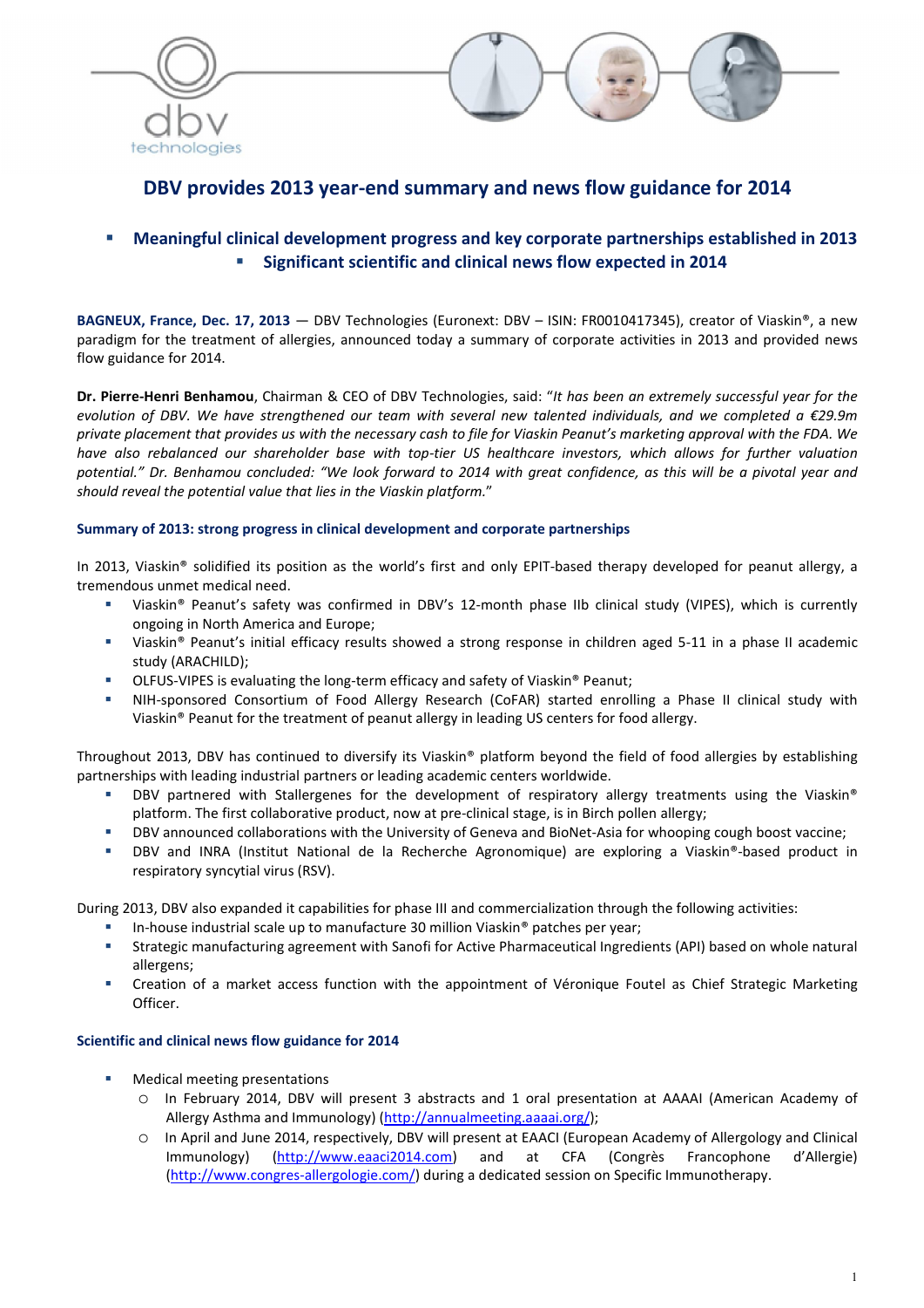# DBV provides 2013 year-end summary and news flow guidance for 2014

- **Meaningful clinical development progress and key corporate partnerships established in 2013**
- **Significant scientific and clinical news flow expected in 2014**

**BAGNEUX, France, Dec. 17, 2013** — DBV Technologies (Euronext: DBV – ISIN: FR0010417345), creator of Viaskin®, a new paradigm for the treatment of allergies, announced today a summary of corporate activities in 2013 and provided news flow guidance for 2014.

**Dr. Pierre-Henri Benhamou**, Chairman & CEO of DBV Technologies, said: "*It has been an extremely successful year for the evolution of DBV. We have strengthened our team with several new talented individuals, and we completed a €29.9m private placement that provides us with the necessary cash to file for Viaskin Peanut's marketing approval with the FDA. We have also rebalanced our shareholder base with top-tier US healthcare investors, which allows for further valuation potential.*" Dr. Benhamou concluded: "*We look forward to 2014 with great confidence, as this will be a pivotal year and should reveal the potential value that lies in the Viaskin platform.*"

### Summary of 2013: strong progress in clinical development and corporate partnerships

In 2013, Viaskin® solidified its position as the world's first and only EPIT-based therapy developed for peanut allergy, a tremendous unmet medical need.

- Viaskin® Peanut's safety was confirmed in DBV's 12-month phase IIb clinical study (VIPES), which is currently ongoing in North America and Europe;
- Viaskin® Peanut's initial efficacy results showed a strong response in children aged 5-11 in a phase II academic study (ARACHILD);
- OLFUS-VIPES is evaluating the long-term efficacy and safety of Viaskin® Peanut;
- NIH-sponsored Consortium of Food Allergy Research (CoFAR) started enrolling a Phase II clinical study with Viaskin® Peanut for the treatment of peanut allergy in leading US centers for food allergy.

Throughout 2013, DBV has continued to diversify its Viaskin® platform beyond the field of food allergies by establishing partnerships with leading industrial partners or leading academic centers worldwide.

- DBV partnered with Stallergenes for the development of respiratory allergy treatments using the Viaskin® platform. The first collaborative product, now at pre-clinical stage, is in Birch pollen allergy;
- DBV announced collaborations with the University of Geneva and BioNet-Asia for whooping cough boost vaccine;
- DBV and INRA (Institut National de la Recherche Agronomique) are exploring a Viaskin®-based product in respiratory syncytial virus (RSV).

During 2013, DBV also expanded it capabilities for phase III and commercialization through the following activities:

- In-house industrial scale up to manufacture 30 million Viaskin® patches per year;
- Strategic manufacturing agreement with Sanofi for Active Pharmaceutical Ingredients (API) based on whole natural allergens;
- Creation of a market access function with the appointment of Véronique Foutel as Chief Strategic Marketing Officer.

### Scientific and clinical news flow guidance for 2014

- Medical meeting presentations
  - In February 2014, DBV will present 3 abstracts and 1 oral presentation at AAAAI (American Academy of Allergy Asthma and Immunology) (http://annualmeeting.aaaai.org/);
  - In April and June 2014, respectively, DBV will present at EAACI (European Academy of Allergology and Clinical Immunology) (http://www.eaaci2014.com) and at CFA (Congrès Francophone d'Allergie) (http://www.congres-allergologie.com/) during a dedicated session on Specific Immunotherapy.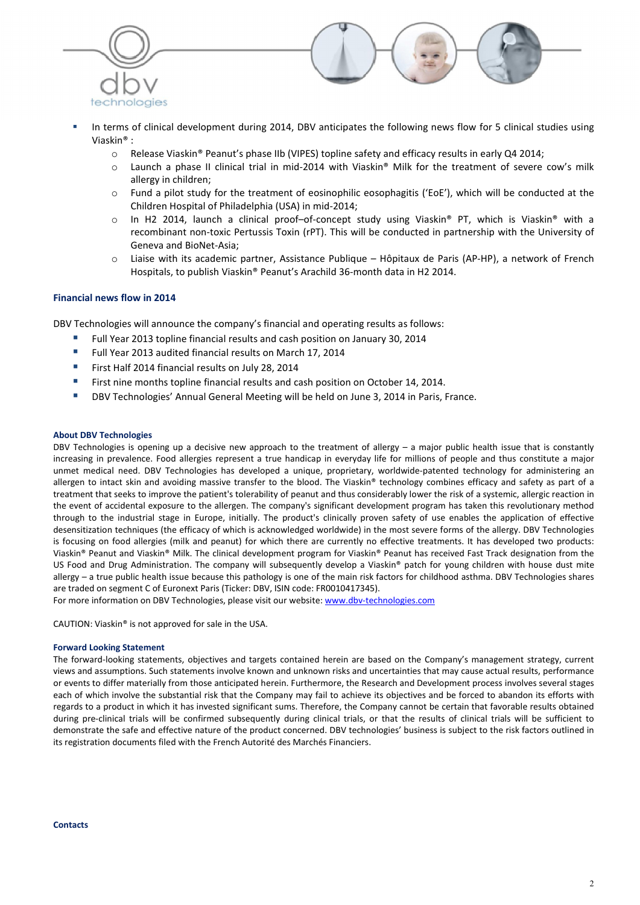- In terms of clinical development during 2014, DBV anticipates the following news flow for 5 clinical studies using Viaskin® :
  - Release Viaskin® Peanut's phase IIb (VIPES) topline safety and efficacy results in early Q4 2014;
  - Launch a phase II clinical trial in mid-2014 with Viaskin® Milk for the treatment of severe cow's milk allergy in children;
  - Fund a pilot study for the treatment of eosinophilic eosophagitis ('EoE'), which will be conducted at the Children Hospital of Philadelphia (USA) in mid-2014;
  - In H2 2014, launch a clinical proof–of-concept study using Viaskin® PT, which is Viaskin® with a recombinant non-toxic Pertussis Toxin (rPT). This will be conducted in partnership with the University of Geneva and BioNet-Asia;
  - Liaise with its academic partner, Assistance Publique – Hôpitaux de Paris (AP-HP), a network of French Hospitals, to publish Viaskin® Peanut's Arachild 36-month data in H2 2014.

## Financial news flow in 2014

DBV Technologies will announce the company's financial and operating results as follows:

- Full Year 2013 topline financial results and cash position on January 30, 2014
- Full Year 2013 audited financial results on March 17, 2014
- First Half 2014 financial results on July 28, 2014
- First nine months topline financial results and cash position on October 14, 2014.
- DBV Technologies' Annual General Meeting will be held on June 3, 2014 in Paris, France.

#### About DBV Technologies

DBV Technologies is opening up a decisive new approach to the treatment of allergy – a major public health issue that is constantly increasing in prevalence. Food allergies represent a true handicap in everyday life for millions of people and thus constitute a major unmet medical need. DBV Technologies has developed a unique, proprietary, worldwide-patented technology for administering an allergen to intact skin and avoiding massive transfer to the blood. The Viaskin® technology combines efficacy and safety as part of a treatment that seeks to improve the patient's tolerability of peanut and thus considerably lower the risk of a systemic, allergic reaction in the event of accidental exposure to the allergen. The company's significant development program has taken this revolutionary method through to the industrial stage in Europe, initially. The product's clinically proven safety of use enables the application of effective desensitization techniques (the efficacy of which is acknowledged worldwide) in the most severe forms of the allergy. DBV Technologies is focusing on food allergies (milk and peanut) for which there are currently no effective treatments. It has developed two products: Viaskin® Peanut and Viaskin® Milk. The clinical development program for Viaskin® Peanut has received Fast Track designation from the US Food and Drug Administration. The company will subsequently develop a Viaskin® patch for young children with house dust mite allergy – a true public health issue because this pathology is one of the main risk factors for childhood asthma. DBV Technologies shares are traded on segment C of Euronext Paris (Ticker: DBV, ISIN code: FR0010417345).
For more information on DBV Technologies, please visit our website: www.dbv-technologies.com

CAUTION: Viaskin® is not approved for sale in the USA.

#### Forward Looking Statement

The forward-looking statements, objectives and targets contained herein are based on the Company's management strategy, current views and assumptions. Such statements involve known and unknown risks and uncertainties that may cause actual results, performance or events to differ materially from those anticipated herein. Furthermore, the Research and Development process involves several stages each of which involve the substantial risk that the Company may fail to achieve its objectives and be forced to abandon its efforts with regards to a product in which it has invested significant sums. Therefore, the Company cannot be certain that favorable results obtained during pre-clinical trials will be confirmed subsequently during clinical trials, or that the results of clinical trials will be sufficient to demonstrate the safe and effective nature of the product concerned. DBV technologies' business is subject to the risk factors outlined in its registration documents filed with the French Autorité des Marchés Financiers.

#### Contacts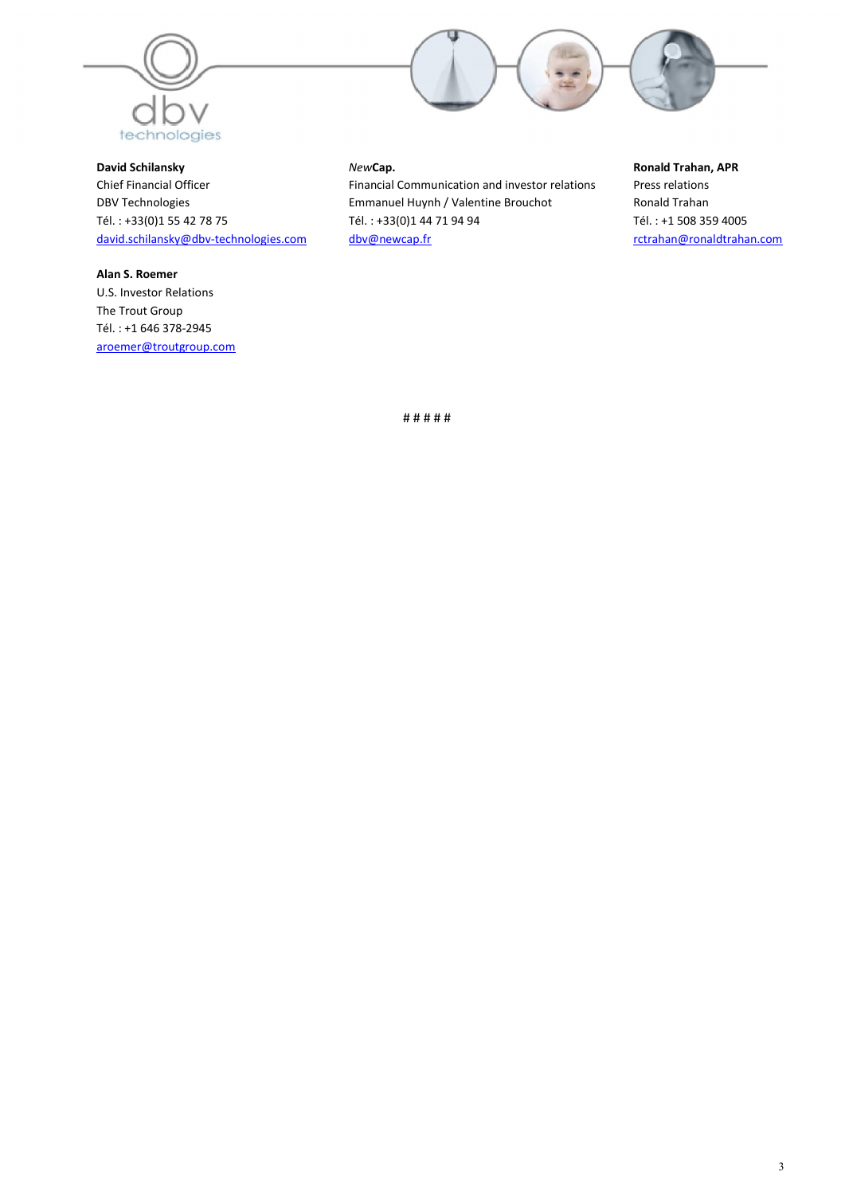**David Schilansky**
Chief Financial Officer
DBV Technologies
Tél. : +33(0)1 55 42 78 75
david.schilansky@dbv-technologies.com

***New*Cap.**
Financial Communication and investor relations
Emmanuel Huynh / Valentine Brouchot
Tél. : +33(0)1 44 71 94 94
dbv@newcap.fr

**Ronald Trahan, APR**
Press relations
Ronald Trahan
Tél. : +1 508 359 4005
rctrahan@ronaldtrahan.com

**Alan S. Roemer**
U.S. Investor Relations
The Trout Group
Tél. : +1 646 378-2945
aroemer@troutgroup.com

# # # # #